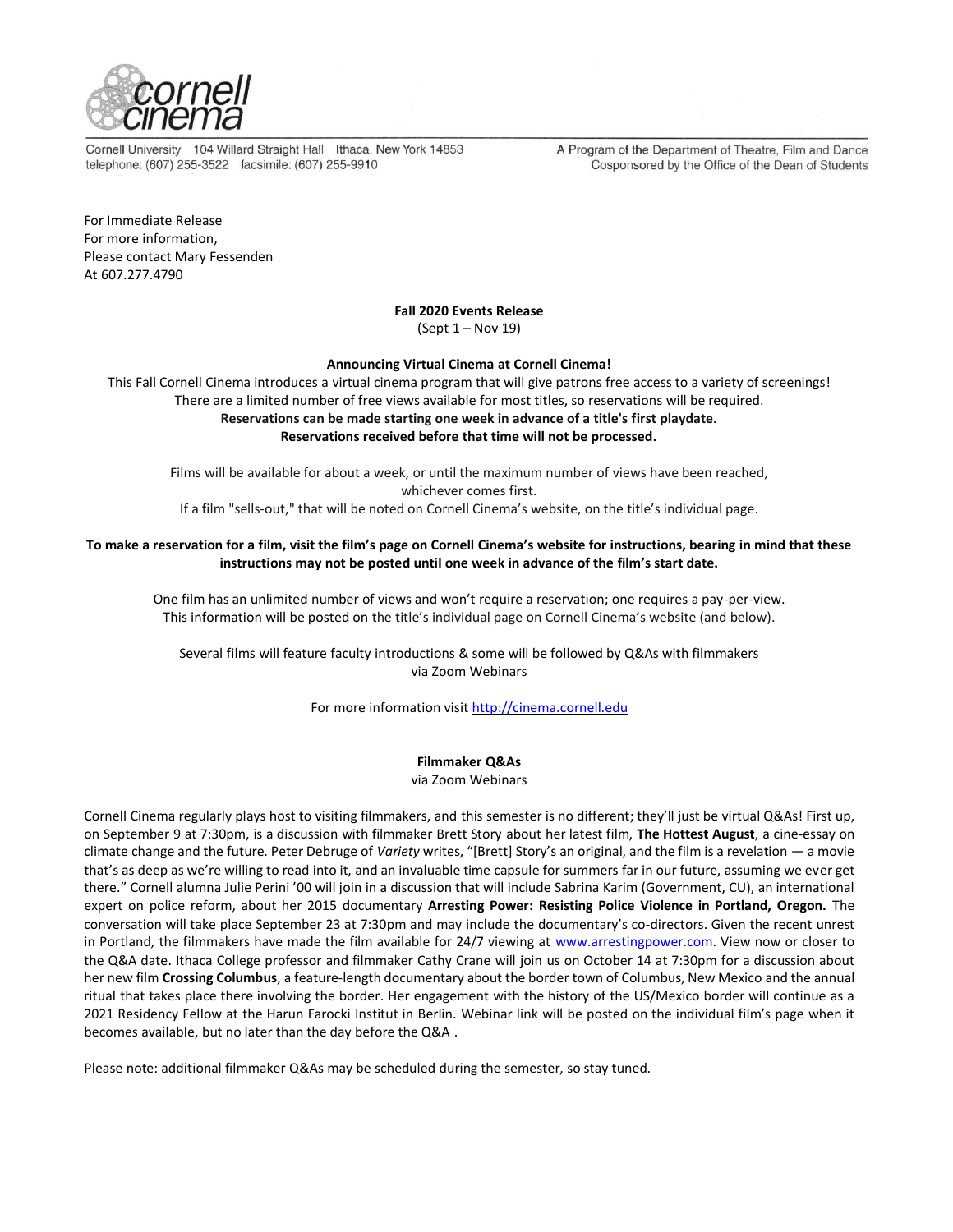cornell cinema

Cornell University 104 Willard Straight Hall Ithaca, New York 14853
telephone: (607) 255-3522 facsimile: (607) 255-9910

A Program of the Department of Theatre, Film and Dance
Cosponsored by the Office of the Dean of Students

For Immediate Release
For more information,
Please contact Mary Fessenden
At 607.277.4790

**Fall 2020 Events Release**
(Sept 1 – Nov 19)

**Announcing Virtual Cinema at Cornell Cinema!**

This Fall Cornell Cinema introduces a virtual cinema program that will give patrons free access to a variety of screenings! There are a limited number of free views available for most titles, so reservations will be required.
**Reservations can be made starting one week in advance of a title's first playdate.**
**Reservations received before that time will not be processed.**

Films will be available for about a week, or until the maximum number of views have been reached, whichever comes first.
If a film "sells-out," that will be noted on Cornell Cinema's website, on the title's individual page.

**To make a reservation for a film, visit the film's page on Cornell Cinema's website for instructions, bearing in mind that these instructions may not be posted until one week in advance of the film's start date.**

One film has an unlimited number of views and won't require a reservation; one requires a pay-per-view.
This information will be posted on the title's individual page on Cornell Cinema's website (and below).

Several films will feature faculty introductions & some will be followed by Q&As with filmmakers via Zoom Webinars

For more information visit http://cinema.cornell.edu

**Filmmaker Q&As**
via Zoom Webinars

Cornell Cinema regularly plays host to visiting filmmakers, and this semester is no different; they'll just be virtual Q&As! First up, on September 9 at 7:30pm, is a discussion with filmmaker Brett Story about her latest film, **The Hottest August**, a cine-essay on climate change and the future. Peter Debruge of *Variety* writes, "[Brett] Story's an original, and the film is a revelation — a movie that's as deep as we're willing to read into it, and an invaluable time capsule for summers far in our future, assuming we ever get there." Cornell alumna Julie Perini '00 will join in a discussion that will include Sabrina Karim (Government, CU), an international expert on police reform, about her 2015 documentary **Arresting Power: Resisting Police Violence in Portland, Oregon.** The conversation will take place September 23 at 7:30pm and may include the documentary's co-directors. Given the recent unrest in Portland, the filmmakers have made the film available for 24/7 viewing at www.arrestingpower.com. View now or closer to the Q&A date. Ithaca College professor and filmmaker Cathy Crane will join us on October 14 at 7:30pm for a discussion about her new film **Crossing Columbus**, a feature-length documentary about the border town of Columbus, New Mexico and the annual ritual that takes place there involving the border. Her engagement with the history of the US/Mexico border will continue as a 2021 Residency Fellow at the Harun Farocki Institut in Berlin. Webinar link will be posted on the individual film's page when it becomes available, but no later than the day before the Q&A .

Please note: additional filmmaker Q&As may be scheduled during the semester, so stay tuned.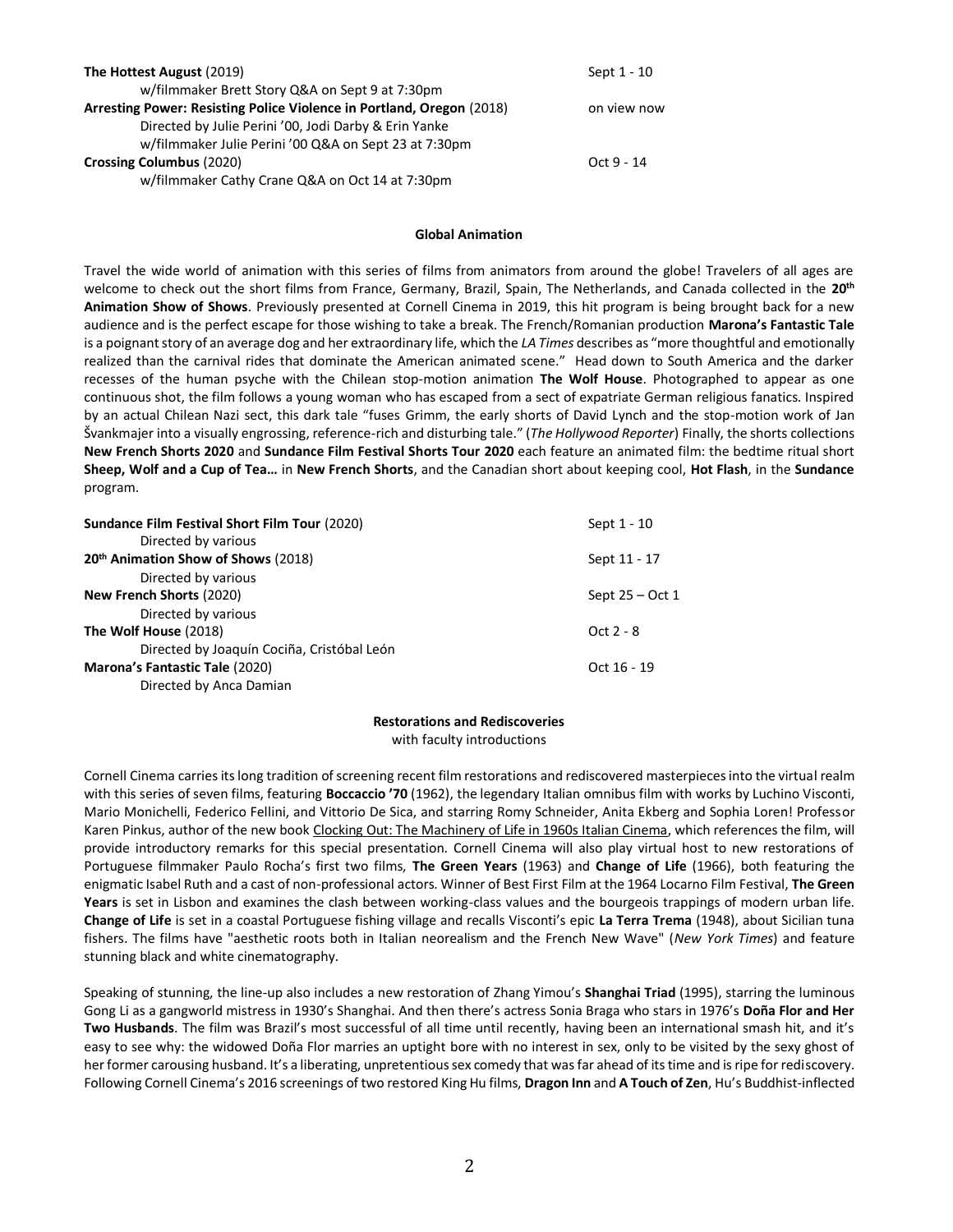**The Hottest August** (2019) — Sept 1 - 10
w/filmmaker Brett Story Q&A on Sept 9 at 7:30pm

**Arresting Power: Resisting Police Violence in Portland, Oregon** (2018) — on view now
Directed by Julie Perini ’00, Jodi Darby & Erin Yanke
w/filmmaker Julie Perini ’00 Q&A on Sept 23 at 7:30pm

**Crossing Columbus** (2020) — Oct 9 - 14
w/filmmaker Cathy Crane Q&A on Oct 14 at 7:30pm

## Global Animation

Travel the wide world of animation with this series of films from animators from around the globe! Travelers of all ages are welcome to check out the short films from France, Germany, Brazil, Spain, The Netherlands, and Canada collected in the **20th Animation Show of Shows**. Previously presented at Cornell Cinema in 2019, this hit program is being brought back for a new audience and is the perfect escape for those wishing to take a break. The French/Romanian production **Marona’s Fantastic Tale** is a poignant story of an average dog and her extraordinary life, which the *LA Times* describes as “more thoughtful and emotionally realized than the carnival rides that dominate the American animated scene.” Head down to South America and the darker recesses of the human psyche with the Chilean stop-motion animation **The Wolf House**. Photographed to appear as one continuous shot, the film follows a young woman who has escaped from a sect of expatriate German religious fanatics. Inspired by an actual Chilean Nazi sect, this dark tale “fuses Grimm, the early shorts of David Lynch and the stop-motion work of Jan Švankmajer into a visually engrossing, reference-rich and disturbing tale.” (*The Hollywood Reporter*) Finally, the shorts collections **New French Shorts 2020** and **Sundance Film Festival Shorts Tour 2020** each feature an animated film: the bedtime ritual short **Sheep, Wolf and a Cup of Tea…** in **New French Shorts**, and the Canadian short about keeping cool, **Hot Flash**, in the **Sundance** program.

**Sundance Film Festival Short Film Tour** (2020) — Sept 1 - 10
Directed by various

**20th Animation Show of Shows** (2018) — Sept 11 - 17
Directed by various

**New French Shorts** (2020) — Sept 25 – Oct 1
Directed by various

**The Wolf House** (2018) — Oct 2 - 8
Directed by Joaquín Cociña, Cristóbal León

**Marona’s Fantastic Tale** (2020) — Oct 16 - 19
Directed by Anca Damian

## Restorations and Rediscoveries

with faculty introductions

Cornell Cinema carries its long tradition of screening recent film restorations and rediscovered masterpieces into the virtual realm with this series of seven films, featuring **Boccaccio ’70** (1962), the legendary Italian omnibus film with works by Luchino Visconti, Mario Monichelli, Federico Fellini, and Vittorio De Sica, and starring Romy Schneider, Anita Ekberg and Sophia Loren! Professor Karen Pinkus, author of the new book Clocking Out: The Machinery of Life in 1960s Italian Cinema, which references the film, will provide introductory remarks for this special presentation. Cornell Cinema will also play virtual host to new restorations of Portuguese filmmaker Paulo Rocha’s first two films, **The Green Years** (1963) and **Change of Life** (1966), both featuring the enigmatic Isabel Ruth and a cast of non-professional actors. Winner of Best First Film at the 1964 Locarno Film Festival, **The Green Years** is set in Lisbon and examines the clash between working-class values and the bourgeois trappings of modern urban life. **Change of Life** is set in a coastal Portuguese fishing village and recalls Visconti’s epic **La Terra Trema** (1948), about Sicilian tuna fishers. The films have "aesthetic roots both in Italian neorealism and the French New Wave" (*New York Times*) and feature stunning black and white cinematography.

Speaking of stunning, the line-up also includes a new restoration of Zhang Yimou’s **Shanghai Triad** (1995), starring the luminous Gong Li as a gangworld mistress in 1930’s Shanghai. And then there’s actress Sonia Braga who stars in 1976’s **Doña Flor and Her Two Husbands**. The film was Brazil’s most successful of all time until recently, having been an international smash hit, and it’s easy to see why: the widowed Doña Flor marries an uptight bore with no interest in sex, only to be visited by the sexy ghost of her former carousing husband. It’s a liberating, unpretentious sex comedy that was far ahead of its time and is ripe for rediscovery. Following Cornell Cinema’s 2016 screenings of two restored King Hu films, **Dragon Inn** and **A Touch of Zen**, Hu’s Buddhist-inflected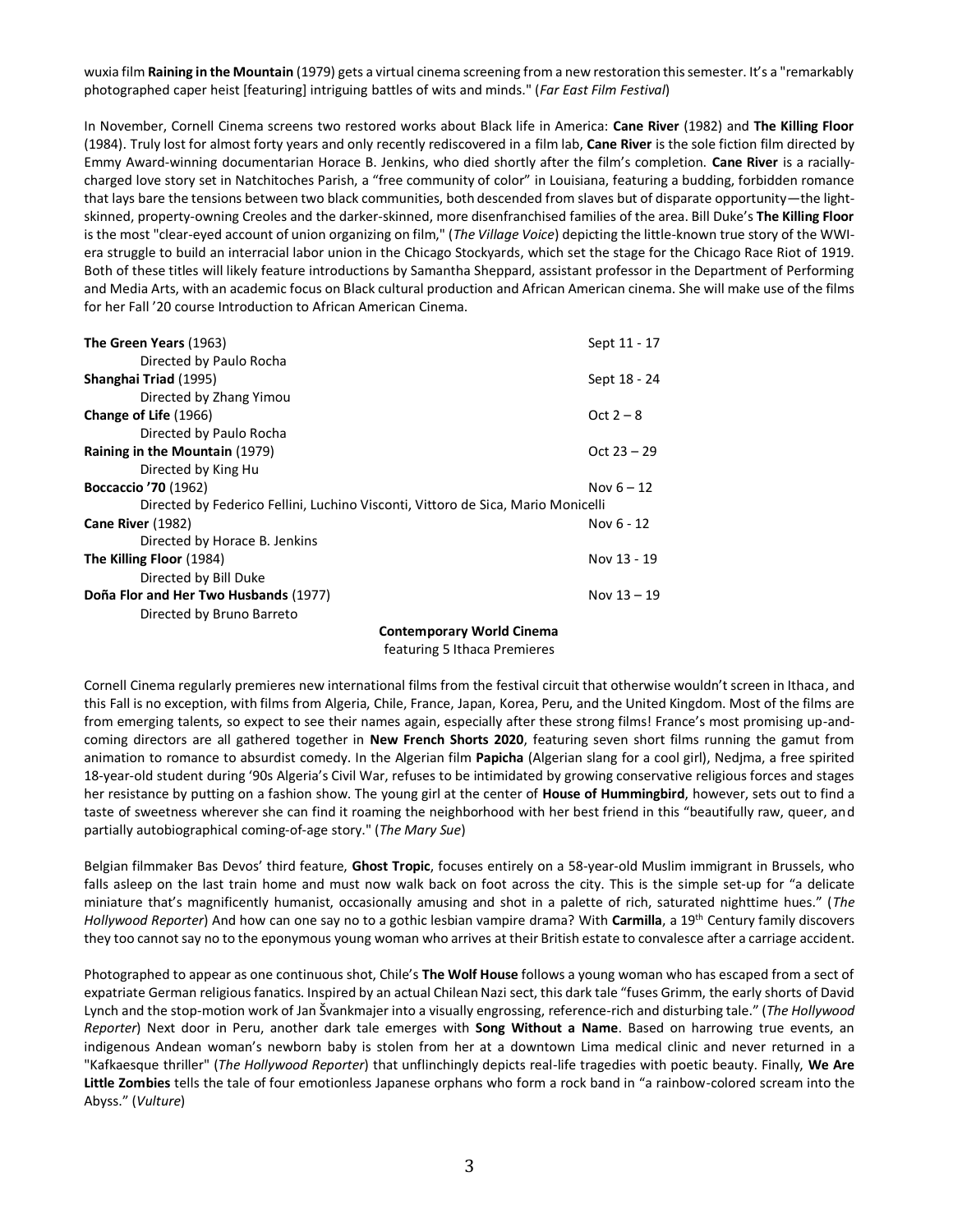wuxia film **Raining in the Mountain** (1979) gets a virtual cinema screening from a new restoration this semester. It's a "remarkably photographed caper heist [featuring] intriguing battles of wits and minds." (*Far East Film Festival*)

In November, Cornell Cinema screens two restored works about Black life in America: **Cane River** (1982) and **The Killing Floor** (1984). Truly lost for almost forty years and only recently rediscovered in a film lab, **Cane River** is the sole fiction film directed by Emmy Award-winning documentarian Horace B. Jenkins, who died shortly after the film's completion. **Cane River** is a racially-charged love story set in Natchitoches Parish, a "free community of color" in Louisiana, featuring a budding, forbidden romance that lays bare the tensions between two black communities, both descended from slaves but of disparate opportunity—the light-skinned, property-owning Creoles and the darker-skinned, more disenfranchised families of the area. Bill Duke's **The Killing Floor** is the most "clear-eyed account of union organizing on film," (*The Village Voice*) depicting the little-known true story of the WWI-era struggle to build an interracial labor union in the Chicago Stockyards, which set the stage for the Chicago Race Riot of 1919. Both of these titles will likely feature introductions by Samantha Sheppard, assistant professor in the Department of Performing and Media Arts, with an academic focus on Black cultural production and African American cinema. She will make use of the films for her Fall '20 course Introduction to African American Cinema.

| Film | Dates |
|---|---|
| **The Green Years** (1963)<br>Directed by Paulo Rocha | Sept 11 - 17 |
| **Shanghai Triad** (1995)<br>Directed by Zhang Yimou | Sept 18 - 24 |
| **Change of Life** (1966)<br>Directed by Paulo Rocha | Oct 2 – 8 |
| **Raining in the Mountain** (1979)<br>Directed by King Hu | Oct 23 – 29 |
| **Boccaccio '70** (1962)<br>Directed by Federico Fellini, Luchino Visconti, Vittoro de Sica, Mario Monicelli | Nov 6 – 12 |
| **Cane River** (1982)<br>Directed by Horace B. Jenkins | Nov 6 - 12 |
| **The Killing Floor** (1984)<br>Directed by Bill Duke | Nov 13 - 19 |
| **Doña Flor and Her Two Husbands** (1977)<br>Directed by Bruno Barreto | Nov 13 – 19 |

## Contemporary World Cinema

featuring 5 Ithaca Premieres

Cornell Cinema regularly premieres new international films from the festival circuit that otherwise wouldn't screen in Ithaca, and this Fall is no exception, with films from Algeria, Chile, France, Japan, Korea, Peru, and the United Kingdom. Most of the films are from emerging talents, so expect to see their names again, especially after these strong films! France's most promising up-and-coming directors are all gathered together in **New French Shorts 2020**, featuring seven short films running the gamut from animation to romance to absurdist comedy. In the Algerian film **Papicha** (Algerian slang for a cool girl), Nedjma, a free spirited 18-year-old student during '90s Algeria's Civil War, refuses to be intimidated by growing conservative religious forces and stages her resistance by putting on a fashion show. The young girl at the center of **House of Hummingbird**, however, sets out to find a taste of sweetness wherever she can find it roaming the neighborhood with her best friend in this "beautifully raw, queer, and partially autobiographical coming-of-age story." (*The Mary Sue*)

Belgian filmmaker Bas Devos' third feature, **Ghost Tropic**, focuses entirely on a 58-year-old Muslim immigrant in Brussels, who falls asleep on the last train home and must now walk back on foot across the city. This is the simple set-up for "a delicate miniature that's magnificently humanist, occasionally amusing and shot in a palette of rich, saturated nighttime hues." (*The Hollywood Reporter*) And how can one say no to a gothic lesbian vampire drama? With **Carmilla**, a 19th Century family discovers they too cannot say no to the eponymous young woman who arrives at their British estate to convalesce after a carriage accident.

Photographed to appear as one continuous shot, Chile's **The Wolf House** follows a young woman who has escaped from a sect of expatriate German religious fanatics. Inspired by an actual Chilean Nazi sect, this dark tale "fuses Grimm, the early shorts of David Lynch and the stop-motion work of Jan Švankmajer into a visually engrossing, reference-rich and disturbing tale." (*The Hollywood Reporter*) Next door in Peru, another dark tale emerges with **Song Without a Name**. Based on harrowing true events, an indigenous Andean woman's newborn baby is stolen from her at a downtown Lima medical clinic and never returned in a "Kafkaesque thriller" (*The Hollywood Reporter*) that unflinchingly depicts real-life tragedies with poetic beauty. Finally, **We Are Little Zombies** tells the tale of four emotionless Japanese orphans who form a rock band in "a rainbow-colored scream into the Abyss." (*Vulture*)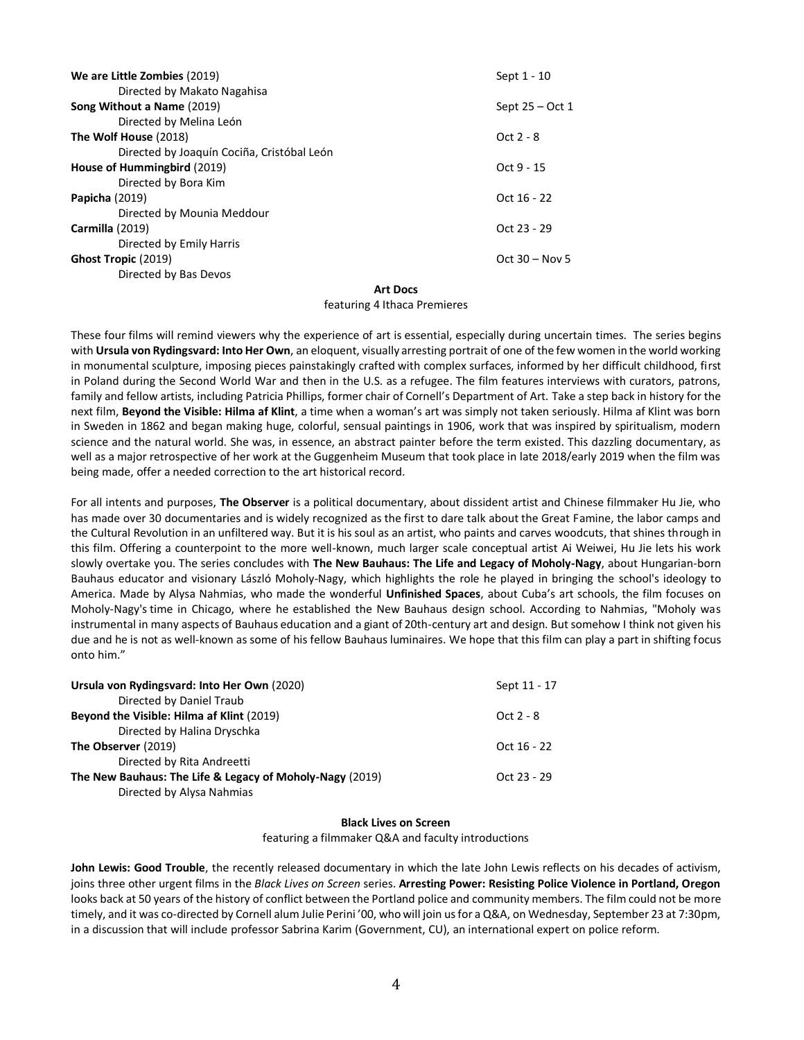**We are Little Zombies** (2019) Sept 1 - 10
Directed by Makato Nagahisa

**Song Without a Name** (2019) Sept 25 – Oct 1
Directed by Melina León

**The Wolf House** (2018) Oct 2 - 8
Directed by Joaquín Cociña, Cristóbal León

**House of Hummingbird** (2019) Oct 9 - 15
Directed by Bora Kim

**Papicha** (2019) Oct 16 - 22
Directed by Mounia Meddour

**Carmilla** (2019) Oct 23 - 29
Directed by Emily Harris

**Ghost Tropic** (2019) Oct 30 – Nov 5
Directed by Bas Devos

### Art Docs

featuring 4 Ithaca Premieres

These four films will remind viewers why the experience of art is essential, especially during uncertain times. The series begins with **Ursula von Rydingsvard: Into Her Own**, an eloquent, visually arresting portrait of one of the few women in the world working in monumental sculpture, imposing pieces painstakingly crafted with complex surfaces, informed by her difficult childhood, first in Poland during the Second World War and then in the U.S. as a refugee. The film features interviews with curators, patrons, family and fellow artists, including Patricia Phillips, former chair of Cornell's Department of Art. Take a step back in history for the next film, **Beyond the Visible: Hilma af Klint**, a time when a woman's art was simply not taken seriously. Hilma af Klint was born in Sweden in 1862 and began making huge, colorful, sensual paintings in 1906, work that was inspired by spiritualism, modern science and the natural world. She was, in essence, an abstract painter before the term existed. This dazzling documentary, as well as a major retrospective of her work at the Guggenheim Museum that took place in late 2018/early 2019 when the film was being made, offer a needed correction to the art historical record.

For all intents and purposes, **The Observer** is a political documentary, about dissident artist and Chinese filmmaker Hu Jie, who has made over 30 documentaries and is widely recognized as the first to dare talk about the Great Famine, the labor camps and the Cultural Revolution in an unfiltered way. But it is his soul as an artist, who paints and carves woodcuts, that shines through in this film. Offering a counterpoint to the more well-known, much larger scale conceptual artist Ai Weiwei, Hu Jie lets his work slowly overtake you. The series concludes with **The New Bauhaus: The Life and Legacy of Moholy-Nagy**, about Hungarian-born Bauhaus educator and visionary László Moholy-Nagy, which highlights the role he played in bringing the school's ideology to America. Made by Alysa Nahmias, who made the wonderful **Unfinished Spaces**, about Cuba's art schools, the film focuses on Moholy-Nagy's time in Chicago, where he established the New Bauhaus design school. According to Nahmias, "Moholy was instrumental in many aspects of Bauhaus education and a giant of 20th-century art and design. But somehow I think not given his due and he is not as well-known as some of his fellow Bauhaus luminaires. We hope that this film can play a part in shifting focus onto him."

**Ursula von Rydingsvard: Into Her Own** (2020) Sept 11 - 17
Directed by Daniel Traub

**Beyond the Visible: Hilma af Klint** (2019) Oct 2 - 8
Directed by Halina Dryschka

**The Observer** (2019) Oct 16 - 22
Directed by Rita Andreetti

**The New Bauhaus: The Life & Legacy of Moholy-Nagy** (2019) Oct 23 - 29
Directed by Alysa Nahmias

### Black Lives on Screen

featuring a filmmaker Q&A and faculty introductions

**John Lewis: Good Trouble**, the recently released documentary in which the late John Lewis reflects on his decades of activism, joins three other urgent films in the *Black Lives on Screen* series. **Arresting Power: Resisting Police Violence in Portland, Oregon** looks back at 50 years of the history of conflict between the Portland police and community members. The film could not be more timely, and it was co-directed by Cornell alum Julie Perini '00, who will join us for a Q&A, on Wednesday, September 23 at 7:30pm, in a discussion that will include professor Sabrina Karim (Government, CU), an international expert on police reform.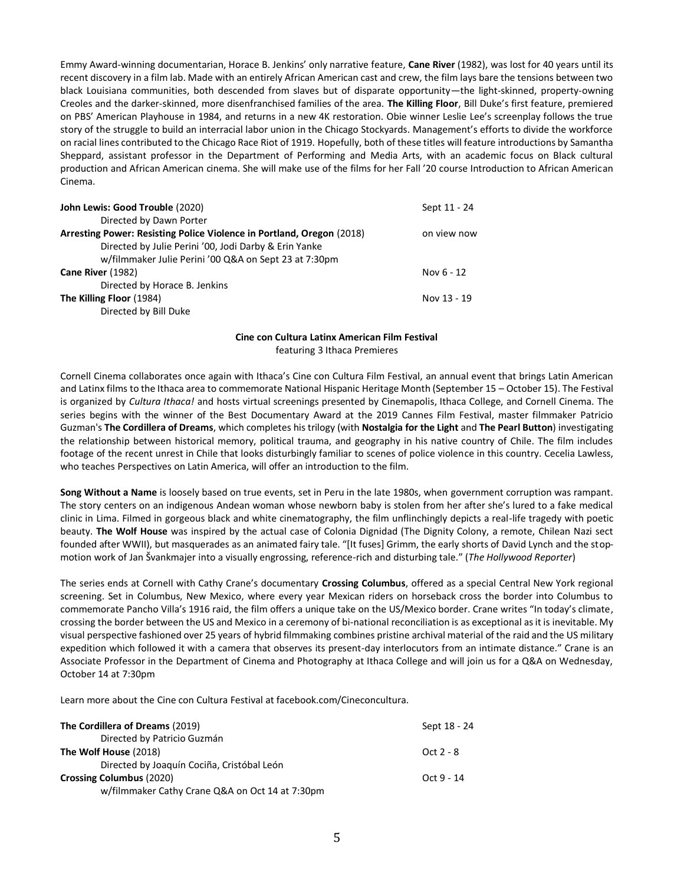Emmy Award-winning documentarian, Horace B. Jenkins' only narrative feature, **Cane River** (1982), was lost for 40 years until its recent discovery in a film lab. Made with an entirely African American cast and crew, the film lays bare the tensions between two black Louisiana communities, both descended from slaves but of disparate opportunity—the light-skinned, property-owning Creoles and the darker-skinned, more disenfranchised families of the area. **The Killing Floor**, Bill Duke's first feature, premiered on PBS' American Playhouse in 1984, and returns in a new 4K restoration. Obie winner Leslie Lee's screenplay follows the true story of the struggle to build an interracial labor union in the Chicago Stockyards. Management's efforts to divide the workforce on racial lines contributed to the Chicago Race Riot of 1919. Hopefully, both of these titles will feature introductions by Samantha Sheppard, assistant professor in the Department of Performing and Media Arts, with an academic focus on Black cultural production and African American cinema. She will make use of the films for her Fall '20 course Introduction to African American Cinema.

| | |
|---|---|
| **John Lewis: Good Trouble** (2020)<br>Directed by Dawn Porter | Sept 11 - 24 |
| **Arresting Power: Resisting Police Violence in Portland, Oregon** (2018)<br>Directed by Julie Perini '00, Jodi Darby & Erin Yanke<br>w/filmmaker Julie Perini '00 Q&A on Sept 23 at 7:30pm | on view now |
| **Cane River** (1982)<br>Directed by Horace B. Jenkins | Nov 6 - 12 |
| **The Killing Floor** (1984)<br>Directed by Bill Duke | Nov 13 - 19 |

**Cine con Cultura Latinx American Film Festival**
featuring 3 Ithaca Premieres

Cornell Cinema collaborates once again with Ithaca's Cine con Cultura Film Festival, an annual event that brings Latin American and Latinx films to the Ithaca area to commemorate National Hispanic Heritage Month (September 15 – October 15). The Festival is organized by *Cultura Ithaca!* and hosts virtual screenings presented by Cinemapolis, Ithaca College, and Cornell Cinema. The series begins with the winner of the Best Documentary Award at the 2019 Cannes Film Festival, master filmmaker Patricio Guzman's **The Cordillera of Dreams**, which completes his trilogy (with **Nostalgia for the Light** and **The Pearl Button**) investigating the relationship between historical memory, political trauma, and geography in his native country of Chile. The film includes footage of the recent unrest in Chile that looks disturbingly familiar to scenes of police violence in this country. Cecelia Lawless, who teaches Perspectives on Latin America, will offer an introduction to the film.

**Song Without a Name** is loosely based on true events, set in Peru in the late 1980s, when government corruption was rampant. The story centers on an indigenous Andean woman whose newborn baby is stolen from her after she's lured to a fake medical clinic in Lima. Filmed in gorgeous black and white cinematography, the film unflinchingly depicts a real-life tragedy with poetic beauty. **The Wolf House** was inspired by the actual case of Colonia Dignidad (The Dignity Colony, a remote, Chilean Nazi sect founded after WWII), but masquerades as an animated fairy tale. "[It fuses] Grimm, the early shorts of David Lynch and the stop-motion work of Jan Švankmajer into a visually engrossing, reference-rich and disturbing tale." (*The Hollywood Reporter*)

The series ends at Cornell with Cathy Crane's documentary **Crossing Columbus**, offered as a special Central New York regional screening. Set in Columbus, New Mexico, where every year Mexican riders on horseback cross the border into Columbus to commemorate Pancho Villa's 1916 raid, the film offers a unique take on the US/Mexico border. Crane writes "In today's climate, crossing the border between the US and Mexico in a ceremony of bi-national reconciliation is as exceptional as it is inevitable. My visual perspective fashioned over 25 years of hybrid filmmaking combines pristine archival material of the raid and the US military expedition which followed it with a camera that observes its present-day interlocutors from an intimate distance." Crane is an Associate Professor in the Department of Cinema and Photography at Ithaca College and will join us for a Q&A on Wednesday, October 14 at 7:30pm

Learn more about the Cine con Cultura Festival at facebook.com/Cineconcultura.

| | |
|---|---|
| **The Cordillera of Dreams** (2019)<br>Directed by Patricio Guzmán | Sept 18 - 24 |
| **The Wolf House** (2018)<br>Directed by Joaquín Cociña, Cristóbal León | Oct 2 - 8 |
| **Crossing Columbus** (2020)<br>w/filmmaker Cathy Crane Q&A on Oct 14 at 7:30pm | Oct 9 - 14 |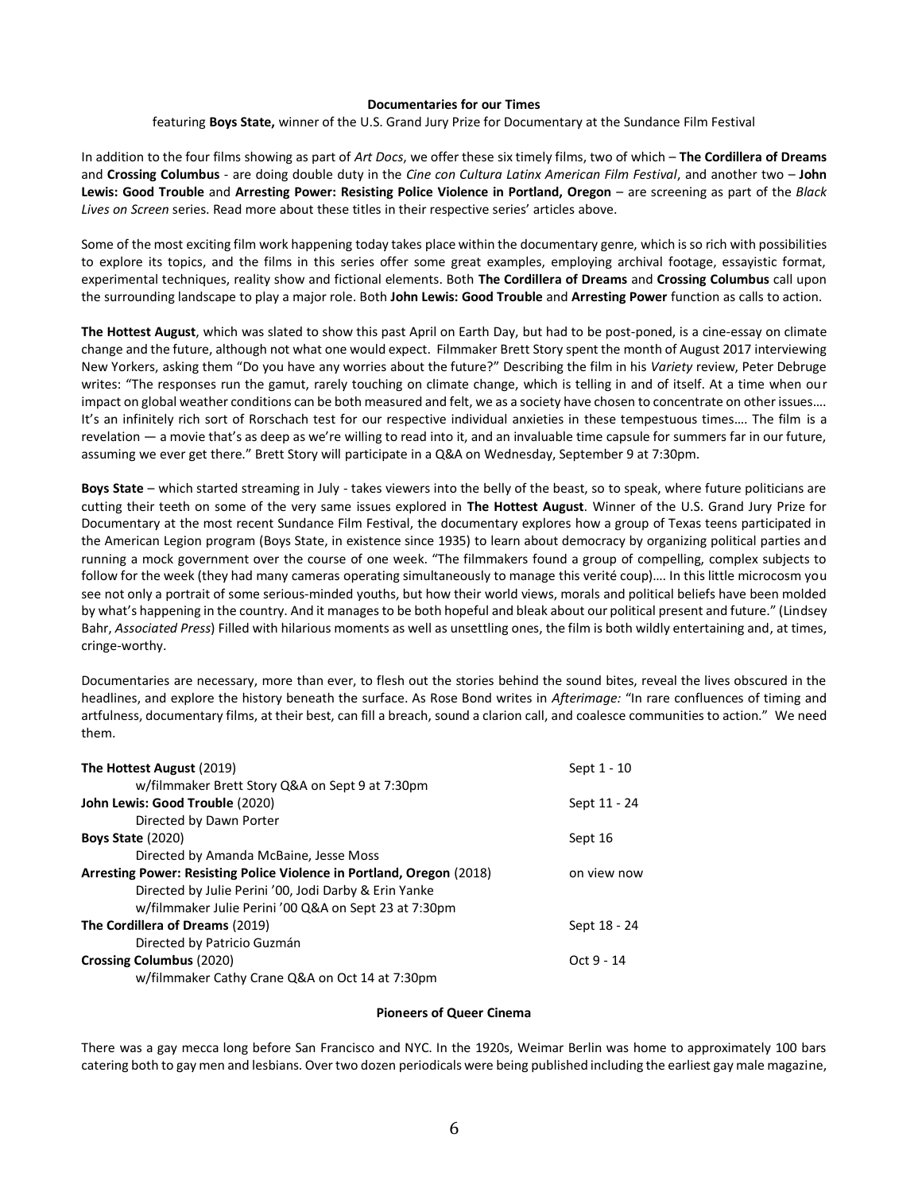## Documentaries for our Times

featuring **Boys State,** winner of the U.S. Grand Jury Prize for Documentary at the Sundance Film Festival

In addition to the four films showing as part of *Art Docs*, we offer these six timely films, two of which – **The Cordillera of Dreams** and **Crossing Columbus** - are doing double duty in the *Cine con Cultura Latinx American Film Festival*, and another two – **John Lewis: Good Trouble** and **Arresting Power: Resisting Police Violence in Portland, Oregon** – are screening as part of the *Black Lives on Screen* series. Read more about these titles in their respective series' articles above.

Some of the most exciting film work happening today takes place within the documentary genre, which is so rich with possibilities to explore its topics, and the films in this series offer some great examples, employing archival footage, essayistic format, experimental techniques, reality show and fictional elements. Both **The Cordillera of Dreams** and **Crossing Columbus** call upon the surrounding landscape to play a major role. Both **John Lewis: Good Trouble** and **Arresting Power** function as calls to action.

**The Hottest August**, which was slated to show this past April on Earth Day, but had to be post-poned, is a cine-essay on climate change and the future, although not what one would expect. Filmmaker Brett Story spent the month of August 2017 interviewing New Yorkers, asking them "Do you have any worries about the future?" Describing the film in his *Variety* review, Peter Debruge writes: "The responses run the gamut, rarely touching on climate change, which is telling in and of itself. At a time when our impact on global weather conditions can be both measured and felt, we as a society have chosen to concentrate on other issues…. It's an infinitely rich sort of Rorschach test for our respective individual anxieties in these tempestuous times…. The film is a revelation — a movie that's as deep as we're willing to read into it, and an invaluable time capsule for summers far in our future, assuming we ever get there." Brett Story will participate in a Q&A on Wednesday, September 9 at 7:30pm.

**Boys State** – which started streaming in July - takes viewers into the belly of the beast, so to speak, where future politicians are cutting their teeth on some of the very same issues explored in **The Hottest August**. Winner of the U.S. Grand Jury Prize for Documentary at the most recent Sundance Film Festival, the documentary explores how a group of Texas teens participated in the American Legion program (Boys State, in existence since 1935) to learn about democracy by organizing political parties and running a mock government over the course of one week. "The filmmakers found a group of compelling, complex subjects to follow for the week (they had many cameras operating simultaneously to manage this verité coup)…. In this little microcosm you see not only a portrait of some serious-minded youths, but how their world views, morals and political beliefs have been molded by what's happening in the country. And it manages to be both hopeful and bleak about our political present and future." (Lindsey Bahr, *Associated Press*) Filled with hilarious moments as well as unsettling ones, the film is both wildly entertaining and, at times, cringe-worthy.

Documentaries are necessary, more than ever, to flesh out the stories behind the sound bites, reveal the lives obscured in the headlines, and explore the history beneath the surface. As Rose Bond writes in *Afterimage:* "In rare confluences of timing and artfulness, documentary films, at their best, can fill a breach, sound a clarion call, and coalesce communities to action." We need them.

| Film | Dates |
|---|---|
| **The Hottest August** (2019)<br>w/filmmaker Brett Story Q&A on Sept 9 at 7:30pm | Sept 1 - 10 |
| **John Lewis: Good Trouble** (2020)<br>Directed by Dawn Porter | Sept 11 - 24 |
| **Boys State** (2020)<br>Directed by Amanda McBaine, Jesse Moss | Sept 16 |
| **Arresting Power: Resisting Police Violence in Portland, Oregon** (2018)<br>Directed by Julie Perini '00, Jodi Darby & Erin Yanke<br>w/filmmaker Julie Perini '00 Q&A on Sept 23 at 7:30pm | on view now |
| **The Cordillera of Dreams** (2019)<br>Directed by Patricio Guzmán | Sept 18 - 24 |
| **Crossing Columbus** (2020)<br>w/filmmaker Cathy Crane Q&A on Oct 14 at 7:30pm | Oct 9 - 14 |

## Pioneers of Queer Cinema

There was a gay mecca long before San Francisco and NYC. In the 1920s, Weimar Berlin was home to approximately 100 bars catering both to gay men and lesbians. Over two dozen periodicals were being published including the earliest gay male magazine,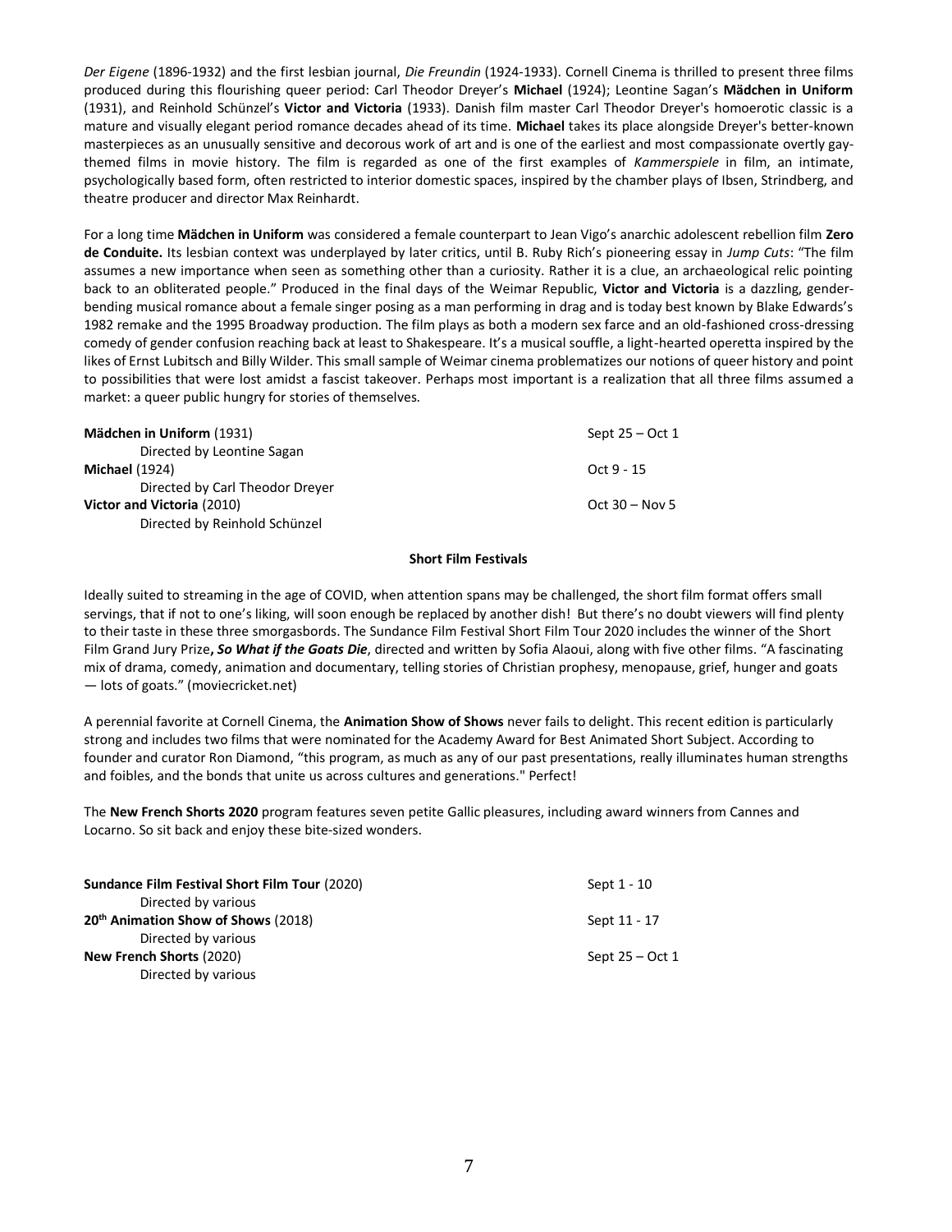*Der Eigene* (1896-1932) and the first lesbian journal, *Die Freundin* (1924-1933). Cornell Cinema is thrilled to present three films produced during this flourishing queer period: Carl Theodor Dreyer's **Michael** (1924); Leontine Sagan's **Mädchen in Uniform** (1931), and Reinhold Schünzel's **Victor and Victoria** (1933). Danish film master Carl Theodor Dreyer's homoerotic classic is a mature and visually elegant period romance decades ahead of its time. **Michael** takes its place alongside Dreyer's better-known masterpieces as an unusually sensitive and decorous work of art and is one of the earliest and most compassionate overtly gay-themed films in movie history. The film is regarded as one of the first examples of *Kammerspiele* in film, an intimate, psychologically based form, often restricted to interior domestic spaces, inspired by the chamber plays of Ibsen, Strindberg, and theatre producer and director Max Reinhardt.

For a long time **Mädchen in Uniform** was considered a female counterpart to Jean Vigo's anarchic adolescent rebellion film **Zero de Conduite.** Its lesbian context was underplayed by later critics, until B. Ruby Rich's pioneering essay in *Jump Cuts*: "The film assumes a new importance when seen as something other than a curiosity. Rather it is a clue, an archaeological relic pointing back to an obliterated people." Produced in the final days of the Weimar Republic, **Victor and Victoria** is a dazzling, gender-bending musical romance about a female singer posing as a man performing in drag and is today best known by Blake Edwards's 1982 remake and the 1995 Broadway production. The film plays as both a modern sex farce and an old-fashioned cross-dressing comedy of gender confusion reaching back at least to Shakespeare. It's a musical souffle, a light-hearted operetta inspired by the likes of Ernst Lubitsch and Billy Wilder. This small sample of Weimar cinema problematizes our notions of queer history and point to possibilities that were lost amidst a fascist takeover. Perhaps most important is a realization that all three films assumed a market: a queer public hungry for stories of themselves.

| | |
|---|---|
| **Mädchen in Uniform** (1931)<br>Directed by Leontine Sagan | Sept 25 – Oct 1 |
| **Michael** (1924)<br>Directed by Carl Theodor Dreyer | Oct 9 - 15 |
| **Victor and Victoria** (2010)<br>Directed by Reinhold Schünzel | Oct 30 – Nov 5 |

**Short Film Festivals**

Ideally suited to streaming in the age of COVID, when attention spans may be challenged, the short film format offers small servings, that if not to one's liking, will soon enough be replaced by another dish! But there's no doubt viewers will find plenty to their taste in these three smorgasbords. The Sundance Film Festival Short Film Tour 2020 includes the winner of the Short Film Grand Jury Prize***, So What if the Goats Die***, directed and written by Sofia Alaoui, along with five other films. "A fascinating mix of drama, comedy, animation and documentary, telling stories of Christian prophesy, menopause, grief, hunger and goats — lots of goats." (moviecricket.net)

A perennial favorite at Cornell Cinema, the **Animation Show of Shows** never fails to delight. This recent edition is particularly strong and includes two films that were nominated for the Academy Award for Best Animated Short Subject. According to founder and curator Ron Diamond, "this program, as much as any of our past presentations, really illuminates human strengths and foibles, and the bonds that unite us across cultures and generations." Perfect!

The **New French Shorts 2020** program features seven petite Gallic pleasures, including award winners from Cannes and Locarno. So sit back and enjoy these bite-sized wonders.

| | |
|---|---|
| **Sundance Film Festival Short Film Tour** (2020)<br>Directed by various | Sept 1 - 10 |
| **20th Animation Show of Shows** (2018)<br>Directed by various | Sept 11 - 17 |
| **New French Shorts** (2020)<br>Directed by various | Sept 25 – Oct 1 |